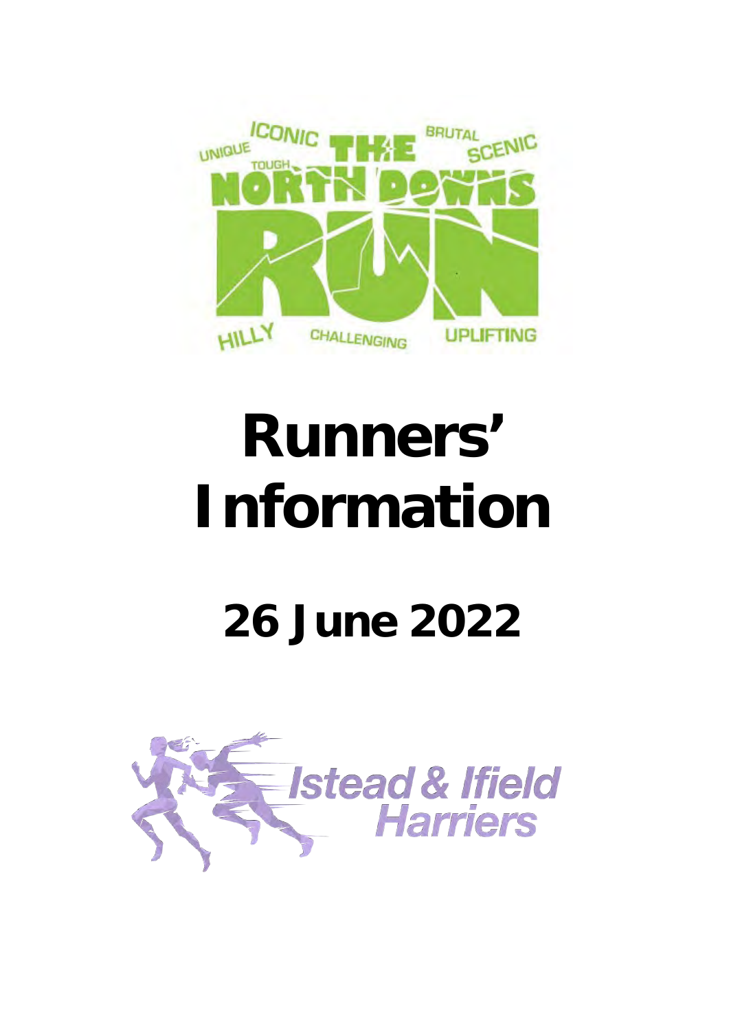# Runners' Information

## 26 June 2022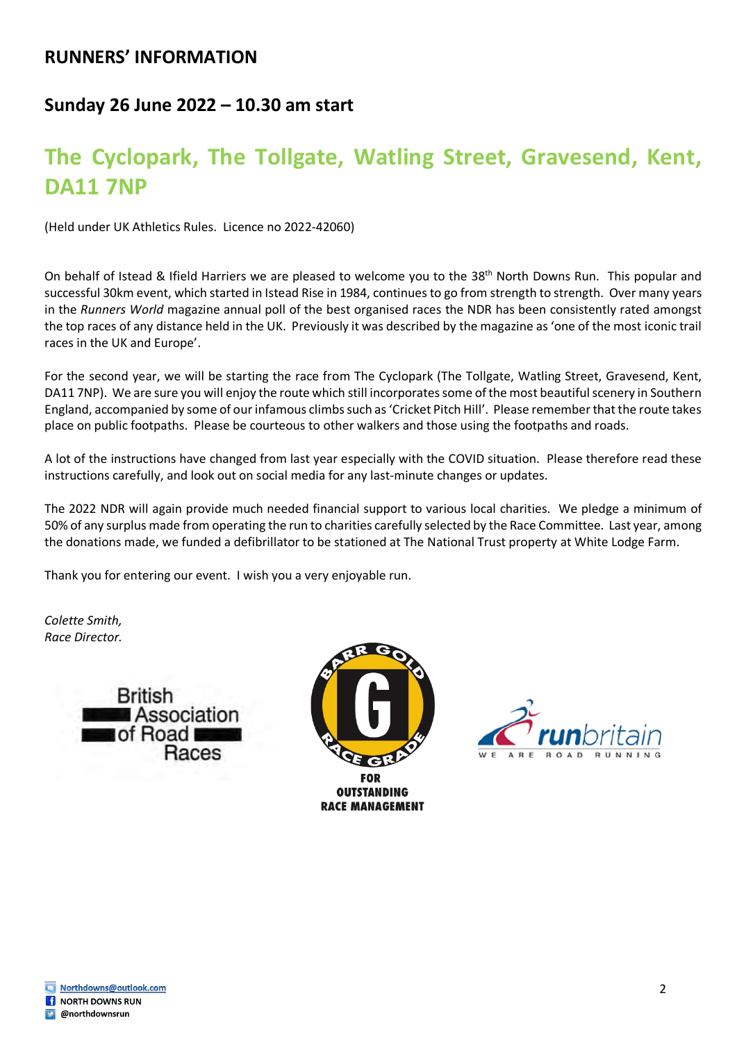## RUNNERS' INFORMATION

### Sunday 26 June 2022 – 10.30 am start

# The Cyclopark, The Tollgate, Watling Street, Gravesend, Kent, DA11 7NP

(Held under UK Athletics Rules. Licence no 2022-42060)

On behalf of Istead & Ifield Harriers we are pleased to welcome you to the 38th North Downs Run. This popular and successful 30km event, which started in Istead Rise in 1984, continues to go from strength to strength. Over many years in the *Runners World* magazine annual poll of the best organised races the NDR has been consistently rated amongst the top races of any distance held in the UK. Previously it was described by the magazine as 'one of the most iconic trail races in the UK and Europe'.

For the second year, we will be starting the race from The Cyclopark (The Tollgate, Watling Street, Gravesend, Kent, DA11 7NP). We are sure you will enjoy the route which still incorporates some of the most beautiful scenery in Southern England, accompanied by some of our infamous climbs such as 'Cricket Pitch Hill'. Please remember that the route takes place on public footpaths. Please be courteous to other walkers and those using the footpaths and roads.

A lot of the instructions have changed from last year especially with the COVID situation. Please therefore read these instructions carefully, and look out on social media for any last-minute changes or updates.

The 2022 NDR will again provide much needed financial support to various local charities. We pledge a minimum of 50% of any surplus made from operating the run to charities carefully selected by the Race Committee. Last year, among the donations made, we funded a defibrillator to be stationed at The National Trust property at White Lodge Farm.

Thank you for entering our event. I wish you a very enjoyable run.

*Colette Smith,*
*Race Director.*

British Association of Road Races

BARR GOLD RACE GRADE — FOR OUTSTANDING RACE MANAGEMENT

runbritain — WE ARE ROAD RUNNING

Northdowns@outlook.com
NORTH DOWNS RUN
@northdownsrun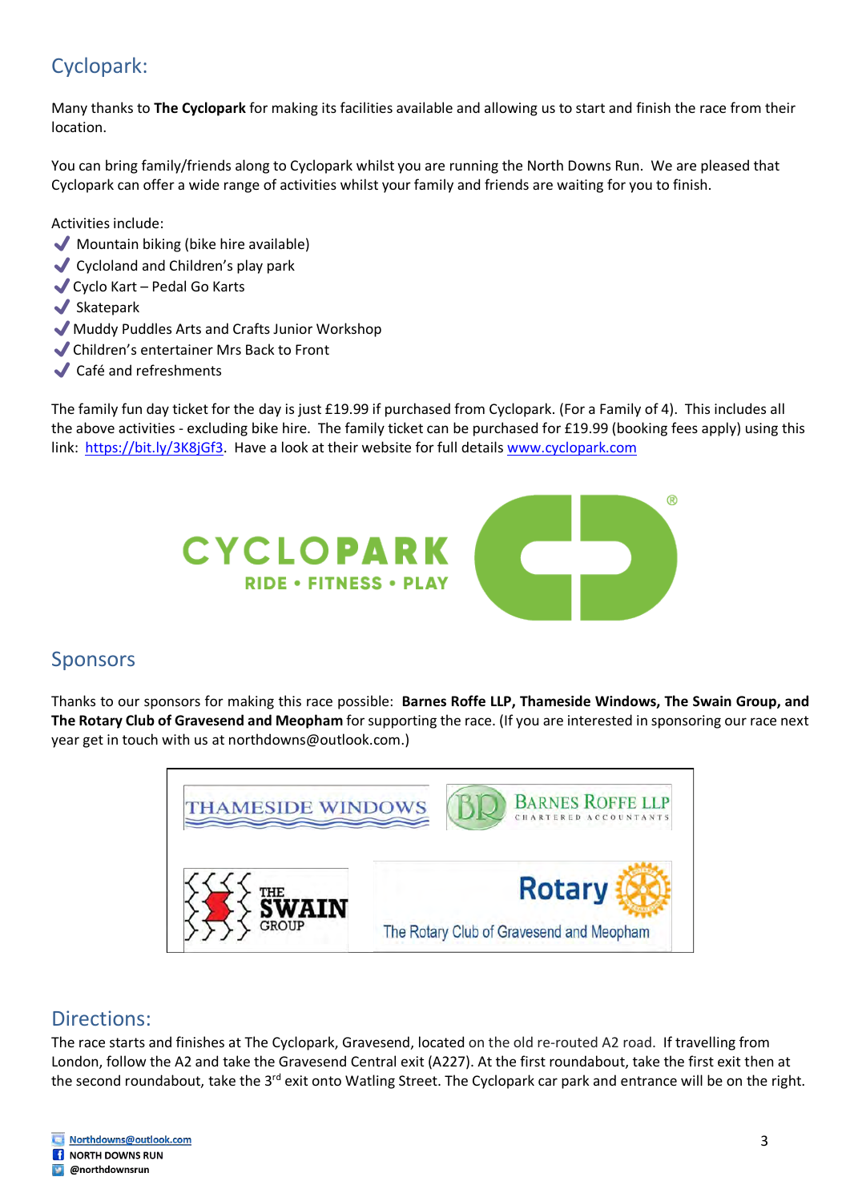## Cyclopark:

Many thanks to **The Cyclopark** for making its facilities available and allowing us to start and finish the race from their location.

You can bring family/friends along to Cyclopark whilst you are running the North Downs Run. We are pleased that Cyclopark can offer a wide range of activities whilst your family and friends are waiting for you to finish.

Activities include:

- ✔ Mountain biking (bike hire available)
- ✔ Cycloland and Children's play park
- ✔ Cyclo Kart – Pedal Go Karts
- ✔ Skatepark
- ✔ Muddy Puddles Arts and Crafts Junior Workshop
- ✔ Children's entertainer Mrs Back to Front
- ✔ Café and refreshments

The family fun day ticket for the day is just £19.99 if purchased from Cyclopark. (For a Family of 4). This includes all the above activities - excluding bike hire. The family ticket can be purchased for £19.99 (booking fees apply) using this link: https://bit.ly/3K8jGf3. Have a look at their website for full details www.cyclopark.com

## Sponsors

Thanks to our sponsors for making this race possible: **Barnes Roffe LLP, Thameside Windows, The Swain Group, and The Rotary Club of Gravesend and Meopham** for supporting the race. (If you are interested in sponsoring our race next year get in touch with us at northdowns@outlook.com.)

## Directions:

The race starts and finishes at The Cyclopark, Gravesend, located on the old re-routed A2 road. If travelling from London, follow the A2 and take the Gravesend Central exit (A227). At the first roundabout, take the first exit then at the second roundabout, take the 3rd exit onto Watling Street. The Cyclopark car park and entrance will be on the right.

Northdowns@outlook.com
NORTH DOWNS RUN
@northdownsrun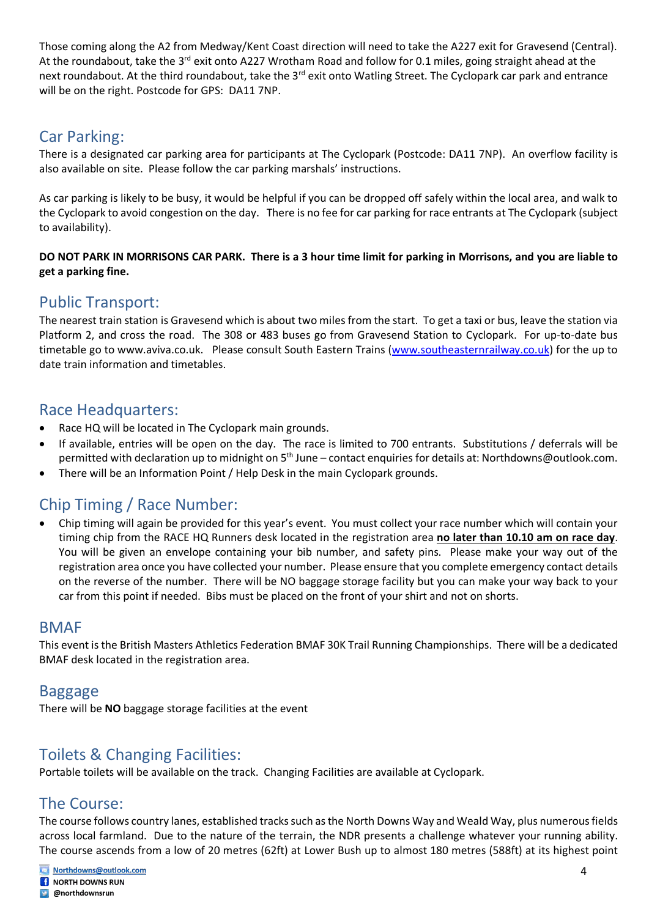Those coming along the A2 from Medway/Kent Coast direction will need to take the A227 exit for Gravesend (Central). At the roundabout, take the 3rd exit onto A227 Wrotham Road and follow for 0.1 miles, going straight ahead at the next roundabout. At the third roundabout, take the 3rd exit onto Watling Street. The Cyclopark car park and entrance will be on the right. Postcode for GPS: DA11 7NP.

## Car Parking:

There is a designated car parking area for participants at The Cyclopark (Postcode: DA11 7NP). An overflow facility is also available on site. Please follow the car parking marshals' instructions.

As car parking is likely to be busy, it would be helpful if you can be dropped off safely within the local area, and walk to the Cyclopark to avoid congestion on the day. There is no fee for car parking for race entrants at The Cyclopark (subject to availability).

**DO NOT PARK IN MORRISONS CAR PARK. There is a 3 hour time limit for parking in Morrisons, and you are liable to get a parking fine.**

## Public Transport:

The nearest train station is Gravesend which is about two miles from the start. To get a taxi or bus, leave the station via Platform 2, and cross the road. The 308 or 483 buses go from Gravesend Station to Cyclopark. For up-to-date bus timetable go to www.aviva.co.uk. Please consult South Eastern Trains (www.southeasternrailway.co.uk) for the up to date train information and timetables.

## Race Headquarters:

- Race HQ will be located in The Cyclopark main grounds.
- If available, entries will be open on the day. The race is limited to 700 entrants. Substitutions / deferrals will be permitted with declaration up to midnight on 5th June – contact enquiries for details at: Northdowns@outlook.com.
- There will be an Information Point / Help Desk in the main Cyclopark grounds.

## Chip Timing / Race Number:

- Chip timing will again be provided for this year's event. You must collect your race number which will contain your timing chip from the RACE HQ Runners desk located in the registration area **no later than 10.10 am on race day**. You will be given an envelope containing your bib number, and safety pins. Please make your way out of the registration area once you have collected your number. Please ensure that you complete emergency contact details on the reverse of the number. There will be NO baggage storage facility but you can make your way back to your car from this point if needed. Bibs must be placed on the front of your shirt and not on shorts.

## BMAF

This event is the British Masters Athletics Federation BMAF 30K Trail Running Championships. There will be a dedicated BMAF desk located in the registration area.

## Baggage

There will be **NO** baggage storage facilities at the event

## Toilets & Changing Facilities:

Portable toilets will be available on the track. Changing Facilities are available at Cyclopark.

## The Course:

The course follows country lanes, established tracks such as the North Downs Way and Weald Way, plus numerous fields across local farmland. Due to the nature of the terrain, the NDR presents a challenge whatever your running ability. The course ascends from a low of 20 metres (62ft) at Lower Bush up to almost 180 metres (588ft) at its highest point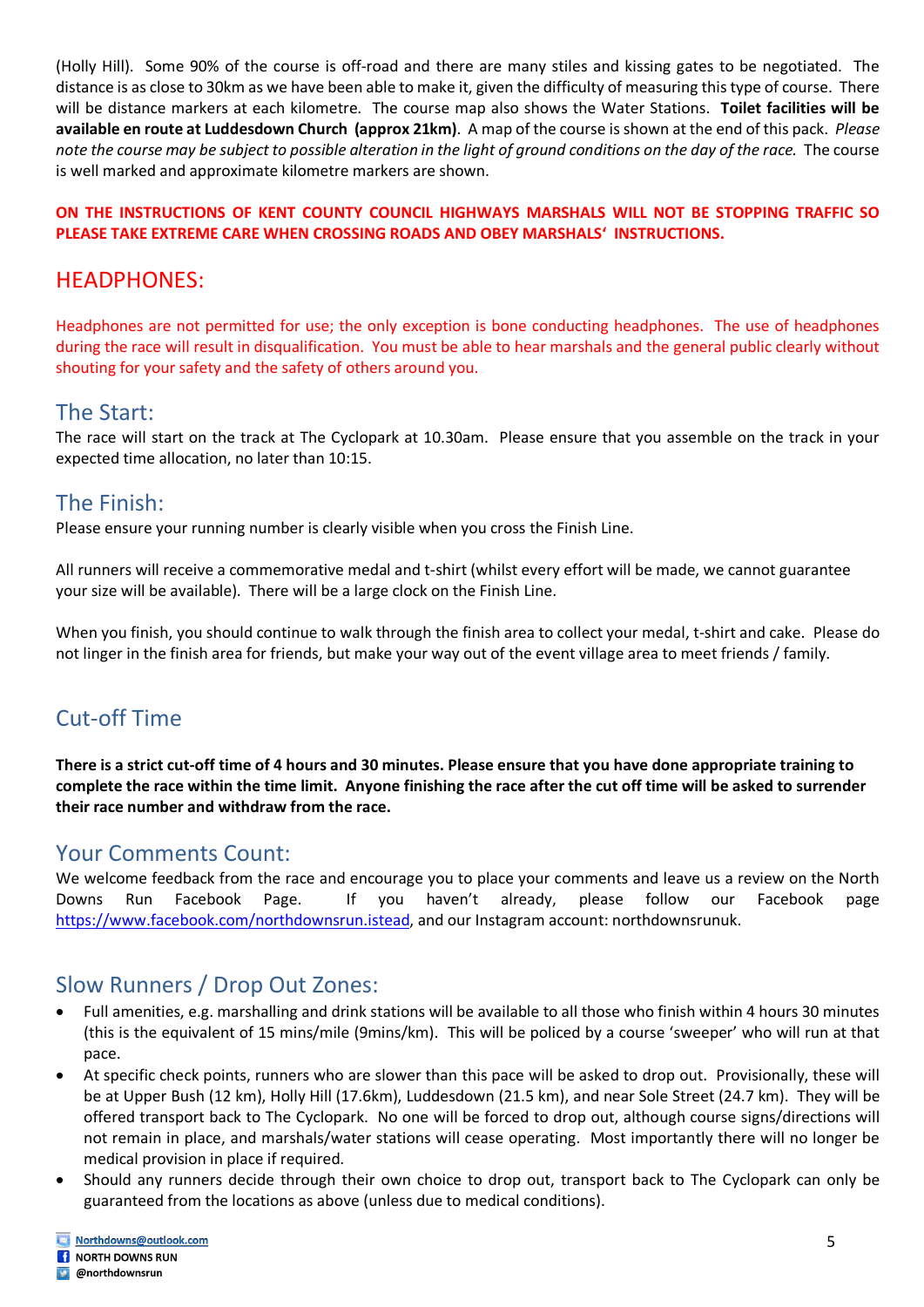(Holly Hill). Some 90% of the course is off-road and there are many stiles and kissing gates to be negotiated. The distance is as close to 30km as we have been able to make it, given the difficulty of measuring this type of course. There will be distance markers at each kilometre. The course map also shows the Water Stations. **Toilet facilities will be available en route at Luddesdown Church (approx 21km)**. A map of the course is shown at the end of this pack. *Please note the course may be subject to possible alteration in the light of ground conditions on the day of the race.* The course is well marked and approximate kilometre markers are shown.

**ON THE INSTRUCTIONS OF KENT COUNTY COUNCIL HIGHWAYS MARSHALS WILL NOT BE STOPPING TRAFFIC SO PLEASE TAKE EXTREME CARE WHEN CROSSING ROADS AND OBEY MARSHALS' INSTRUCTIONS.**

## HEADPHONES:

Headphones are not permitted for use; the only exception is bone conducting headphones. The use of headphones during the race will result in disqualification. You must be able to hear marshals and the general public clearly without shouting for your safety and the safety of others around you.

## The Start:

The race will start on the track at The Cyclopark at 10.30am. Please ensure that you assemble on the track in your expected time allocation, no later than 10:15.

## The Finish:

Please ensure your running number is clearly visible when you cross the Finish Line.

All runners will receive a commemorative medal and t-shirt (whilst every effort will be made, we cannot guarantee your size will be available). There will be a large clock on the Finish Line.

When you finish, you should continue to walk through the finish area to collect your medal, t-shirt and cake. Please do not linger in the finish area for friends, but make your way out of the event village area to meet friends / family.

## Cut-off Time

**There is a strict cut-off time of 4 hours and 30 minutes. Please ensure that you have done appropriate training to complete the race within the time limit. Anyone finishing the race after the cut off time will be asked to surrender their race number and withdraw from the race.**

## Your Comments Count:

We welcome feedback from the race and encourage you to place your comments and leave us a review on the North Downs Run Facebook Page. If you haven't already, please follow our Facebook page https://www.facebook.com/northdownsrun.istead, and our Instagram account: northdownsrunuk.

## Slow Runners / Drop Out Zones:

- Full amenities, e.g. marshalling and drink stations will be available to all those who finish within 4 hours 30 minutes (this is the equivalent of 15 mins/mile (9mins/km). This will be policed by a course 'sweeper' who will run at that pace.
- At specific check points, runners who are slower than this pace will be asked to drop out. Provisionally, these will be at Upper Bush (12 km), Holly Hill (17.6km), Luddesdown (21.5 km), and near Sole Street (24.7 km). They will be offered transport back to The Cyclopark. No one will be forced to drop out, although course signs/directions will not remain in place, and marshals/water stations will cease operating. Most importantly there will no longer be medical provision in place if required.
- Should any runners decide through their own choice to drop out, transport back to The Cyclopark can only be guaranteed from the locations as above (unless due to medical conditions).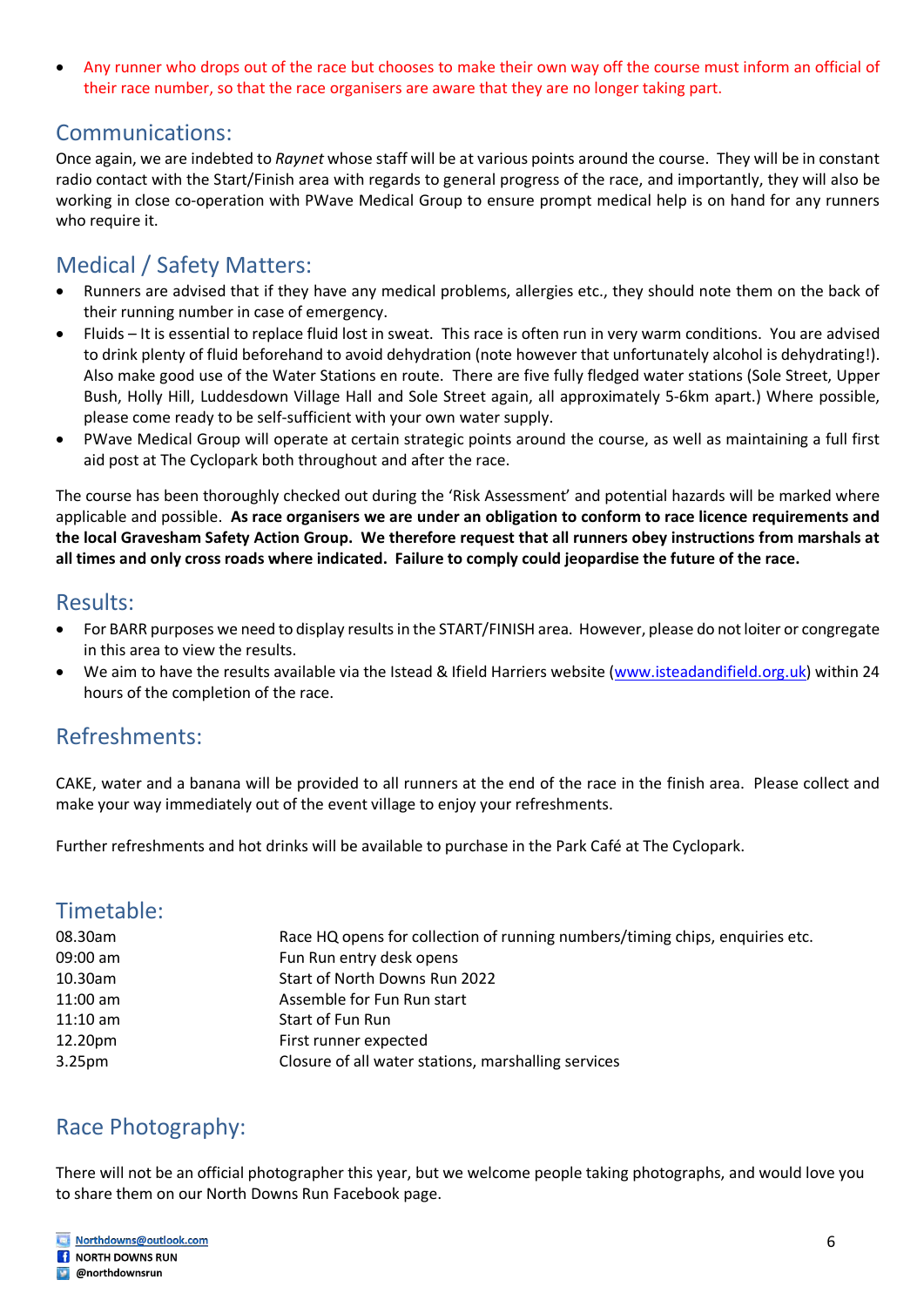- Any runner who drops out of the race but chooses to make their own way off the course must inform an official of their race number, so that the race organisers are aware that they are no longer taking part.

## Communications:

Once again, we are indebted to *Raynet* whose staff will be at various points around the course. They will be in constant radio contact with the Start/Finish area with regards to general progress of the race, and importantly, they will also be working in close co-operation with PWave Medical Group to ensure prompt medical help is on hand for any runners who require it.

## Medical / Safety Matters:

- Runners are advised that if they have any medical problems, allergies etc., they should note them on the back of their running number in case of emergency.
- Fluids – It is essential to replace fluid lost in sweat. This race is often run in very warm conditions. You are advised to drink plenty of fluid beforehand to avoid dehydration (note however that unfortunately alcohol is dehydrating!). Also make good use of the Water Stations en route. There are five fully fledged water stations (Sole Street, Upper Bush, Holly Hill, Luddesdown Village Hall and Sole Street again, all approximately 5-6km apart.) Where possible, please come ready to be self-sufficient with your own water supply.
- PWave Medical Group will operate at certain strategic points around the course, as well as maintaining a full first aid post at The Cyclopark both throughout and after the race.

The course has been thoroughly checked out during the 'Risk Assessment' and potential hazards will be marked where applicable and possible. **As race organisers we are under an obligation to conform to race licence requirements and the local Gravesham Safety Action Group. We therefore request that all runners obey instructions from marshals at all times and only cross roads where indicated. Failure to comply could jeopardise the future of the race.**

## Results:

- For BARR purposes we need to display results in the START/FINISH area. However, please do not loiter or congregate in this area to view the results.
- We aim to have the results available via the Istead & Ifield Harriers website (www.isteadandifield.org.uk) within 24 hours of the completion of the race.

## Refreshments:

CAKE, water and a banana will be provided to all runners at the end of the race in the finish area. Please collect and make your way immediately out of the event village to enjoy your refreshments.

Further refreshments and hot drinks will be available to purchase in the Park Café at The Cyclopark.

## Timetable:

| | |
|---|---|
| 08.30am | Race HQ opens for collection of running numbers/timing chips, enquiries etc. |
| 09:00 am | Fun Run entry desk opens |
| 10.30am | Start of North Downs Run 2022 |
| 11:00 am | Assemble for Fun Run start |
| 11:10 am | Start of Fun Run |
| 12.20pm | First runner expected |
| 3.25pm | Closure of all water stations, marshalling services |

## Race Photography:

There will not be an official photographer this year, but we welcome people taking photographs, and would love you to share them on our North Downs Run Facebook page.

Northdowns@outlook.com
NORTH DOWNS RUN
@northdownsrun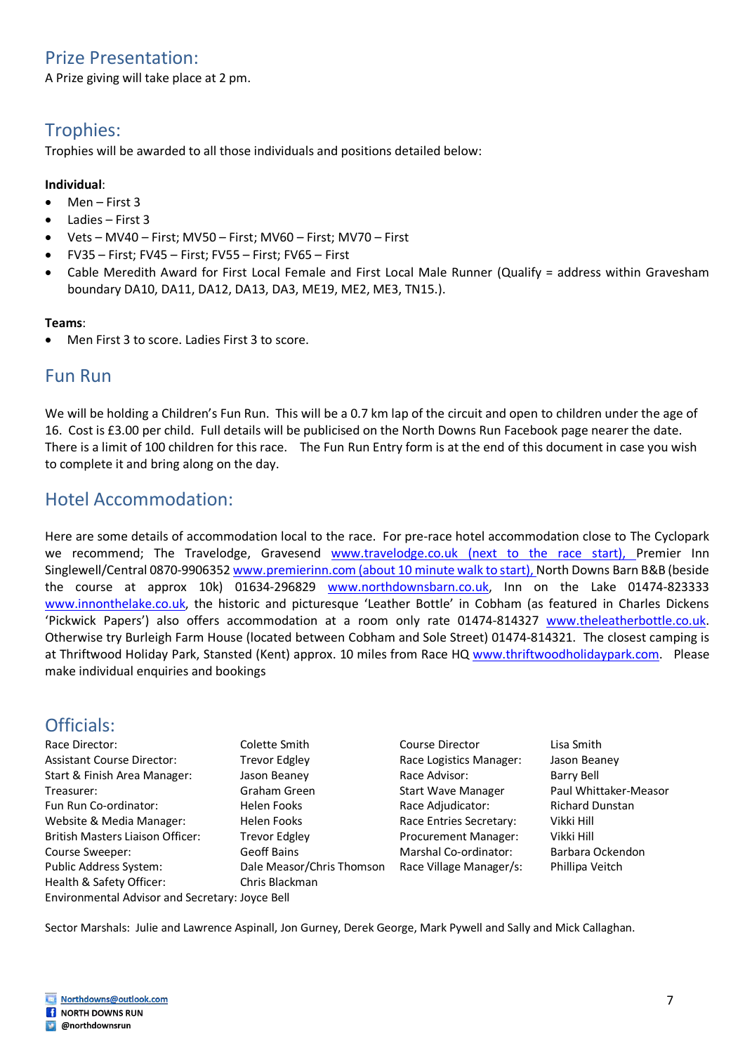## Prize Presentation:

A Prize giving will take place at 2 pm.

## Trophies:

Trophies will be awarded to all those individuals and positions detailed below:

**Individual**:

- Men – First 3
- Ladies – First 3
- Vets – MV40 – First; MV50 – First; MV60 – First; MV70 – First
- FV35 – First; FV45 – First; FV55 – First; FV65 – First
- Cable Meredith Award for First Local Female and First Local Male Runner (Qualify = address within Gravesham boundary DA10, DA11, DA12, DA13, DA3, ME19, ME2, ME3, TN15.).

**Teams**:

- Men First 3 to score. Ladies First 3 to score.

## Fun Run

We will be holding a Children's Fun Run. This will be a 0.7 km lap of the circuit and open to children under the age of 16. Cost is £3.00 per child. Full details will be publicised on the North Downs Run Facebook page nearer the date. There is a limit of 100 children for this race. The Fun Run Entry form is at the end of this document in case you wish to complete it and bring along on the day.

## Hotel Accommodation:

Here are some details of accommodation local to the race. For pre-race hotel accommodation close to The Cyclopark we recommend; The Travelodge, Gravesend www.travelodge.co.uk (next to the race start), Premier Inn Singlewell/Central 0870-9906352 www.premierinn.com (about 10 minute walk to start), North Downs Barn B&B (beside the course at approx 10k) 01634-296829 www.northdownsbarn.co.uk, Inn on the Lake 01474-823333 www.innonthelake.co.uk, the historic and picturesque 'Leather Bottle' in Cobham (as featured in Charles Dickens 'Pickwick Papers') also offers accommodation at a room only rate 01474-814327 www.theleatherbottle.co.uk. Otherwise try Burleigh Farm House (located between Cobham and Sole Street) 01474-814321. The closest camping is at Thriftwood Holiday Park, Stansted (Kent) approx. 10 miles from Race HQ www.thriftwoodholidaypark.com. Please make individual enquiries and bookings

## Officials:

| Role | Name | Role | Name |
|---|---|---|---|
| Race Director: | Colette Smith | Course Director | Lisa Smith |
| Assistant Course Director: | Trevor Edgley | Race Logistics Manager: | Jason Beaney |
| Start & Finish Area Manager: | Jason Beaney | Race Advisor: | Barry Bell |
| Treasurer: | Graham Green | Start Wave Manager | Paul Whittaker-Measor |
| Fun Run Co-ordinator: | Helen Fooks | Race Adjudicator: | Richard Dunstan |
| Website & Media Manager: | Helen Fooks | Race Entries Secretary: | Vikki Hill |
| British Masters Liaison Officer: | Trevor Edgley | Procurement Manager: | Vikki Hill |
| Course Sweeper: | Geoff Bains | Marshal Co-ordinator: | Barbara Ockendon |
| Public Address System: | Dale Measor/Chris Thomson | Race Village Manager/s: | Phillipa Veitch |
| Health & Safety Officer: | Chris Blackman | | |
| Environmental Advisor and Secretary: | Joyce Bell | | |

Sector Marshals: Julie and Lawrence Aspinall, Jon Gurney, Derek George, Mark Pywell and Sally and Mick Callaghan.

Northdowns@outlook.com
NORTH DOWNS RUN
@northdownsrun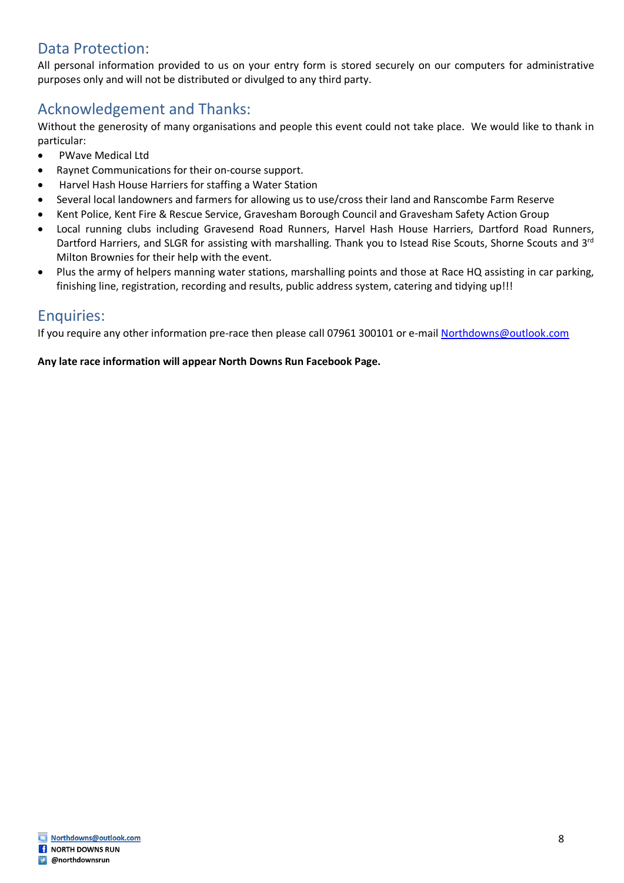## Data Protection:

All personal information provided to us on your entry form is stored securely on our computers for administrative purposes only and will not be distributed or divulged to any third party.

## Acknowledgement and Thanks:

Without the generosity of many organisations and people this event could not take place. We would like to thank in particular:

- PWave Medical Ltd
- Raynet Communications for their on-course support.
- Harvel Hash House Harriers for staffing a Water Station
- Several local landowners and farmers for allowing us to use/cross their land and Ranscombe Farm Reserve
- Kent Police, Kent Fire & Rescue Service, Gravesham Borough Council and Gravesham Safety Action Group
- Local running clubs including Gravesend Road Runners, Harvel Hash House Harriers, Dartford Road Runners, Dartford Harriers, and SLGR for assisting with marshalling. Thank you to Istead Rise Scouts, Shorne Scouts and 3rd Milton Brownies for their help with the event.
- Plus the army of helpers manning water stations, marshalling points and those at Race HQ assisting in car parking, finishing line, registration, recording and results, public address system, catering and tidying up!!!

## Enquiries:

If you require any other information pre-race then please call 07961 300101 or e-mail Northdowns@outlook.com

**Any late race information will appear North Downs Run Facebook Page.**

Northdowns@outlook.com
NORTH DOWNS RUN
@northdownsrun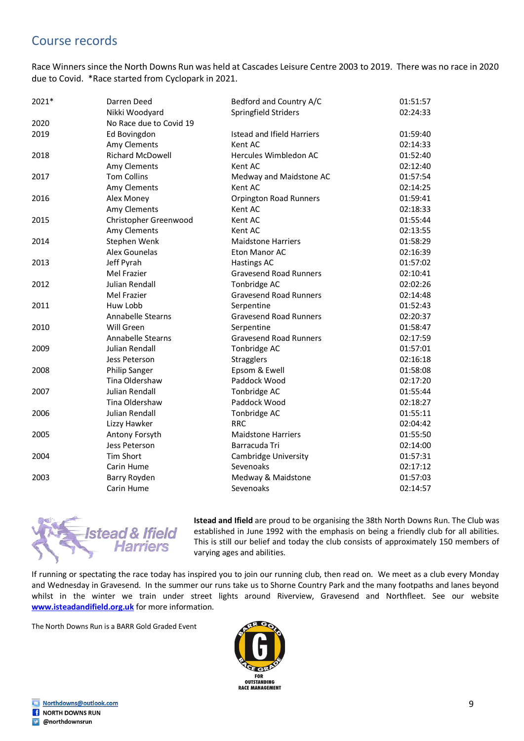## Course records

Race Winners since the North Downs Run was held at Cascades Leisure Centre 2003 to 2019. There was no race in 2020 due to Covid. *Race started from Cyclopark in 2021.

| | | | |
|---|---|---|---|
| 2021* | Darren Deed | Bedford and Country A/C | 01:51:57 |
| | Nikki Woodyard | Springfield Striders | 02:24:33 |
| 2020 | No Race due to Covid 19 | | |
| 2019 | Ed Bovingdon | Istead and Ifield Harriers | 01:59:40 |
| | Amy Clements | Kent AC | 02:14:33 |
| 2018 | Richard McDowell | Hercules Wimbledon AC | 01:52:40 |
| | Amy Clements | Kent AC | 02:12:40 |
| 2017 | Tom Collins | Medway and Maidstone AC | 01:57:54 |
| | Amy Clements | Kent AC | 02:14:25 |
| 2016 | Alex Money | Orpington Road Runners | 01:59:41 |
| | Amy Clements | Kent AC | 02:18:33 |
| 2015 | Christopher Greenwood | Kent AC | 01:55:44 |
| | Amy Clements | Kent AC | 02:13:55 |
| 2014 | Stephen Wenk | Maidstone Harriers | 01:58:29 |
| | Alex Gounelas | Eton Manor AC | 02:16:39 |
| 2013 | Jeff Pyrah | Hastings AC | 01:57:02 |
| | Mel Frazier | Gravesend Road Runners | 02:10:41 |
| 2012 | Julian Rendall | Tonbridge AC | 02:02:26 |
| | Mel Frazier | Gravesend Road Runners | 02:14:48 |
| 2011 | Huw Lobb | Serpentine | 01:52:43 |
| | Annabelle Stearns | Gravesend Road Runners | 02:20:37 |
| 2010 | Will Green | Serpentine | 01:58:47 |
| | Annabelle Stearns | Gravesend Road Runners | 02:17:59 |
| 2009 | Julian Rendall | Tonbridge AC | 01:57:01 |
| | Jess Peterson | Stragglers | 02:16:18 |
| 2008 | Philip Sanger | Epsom & Ewell | 01:58:08 |
| | Tina Oldershaw | Paddock Wood | 02:17:20 |
| 2007 | Julian Rendall | Tonbridge AC | 01:55:44 |
| | Tina Oldershaw | Paddock Wood | 02:18:27 |
| 2006 | Julian Rendall | Tonbridge AC | 01:55:11 |
| | Lizzy Hawker | RRC | 02:04:42 |
| 2005 | Antony Forsyth | Maidstone Harriers | 01:55:50 |
| | Jess Peterson | Barracuda Tri | 02:14:00 |
| 2004 | Tim Short | Cambridge University | 01:57:31 |
| | Carin Hume | Sevenoaks | 02:17:12 |
| 2003 | Barry Royden | Medway & Maidstone | 01:57:03 |
| | Carin Hume | Sevenoaks | 02:14:57 |

Istead & Ifield Harriers

**Istead and Ifield** are proud to be organising the 38th North Downs Run. The Club was established in June 1992 with the emphasis on being a friendly club for all abilities. This is still our belief and today the club consists of approximately 150 members of varying ages and abilities.

If running or spectating the race today has inspired you to join our running club, then read on. We meet as a club every Monday and Wednesday in Gravesend. In the summer our runs take us to Shorne Country Park and the many footpaths and lanes beyond whilst in the winter we train under street lights around Riverview, Gravesend and Northfleet. See our website **www.isteadandifield.org.uk** for more information.

The North Downs Run is a BARR Gold Graded Event

BARR GOLD RACE GRADE G FOR OUTSTANDING RACE MANAGEMENT

Northdowns@outlook.com
NORTH DOWNS RUN
@northdownsrun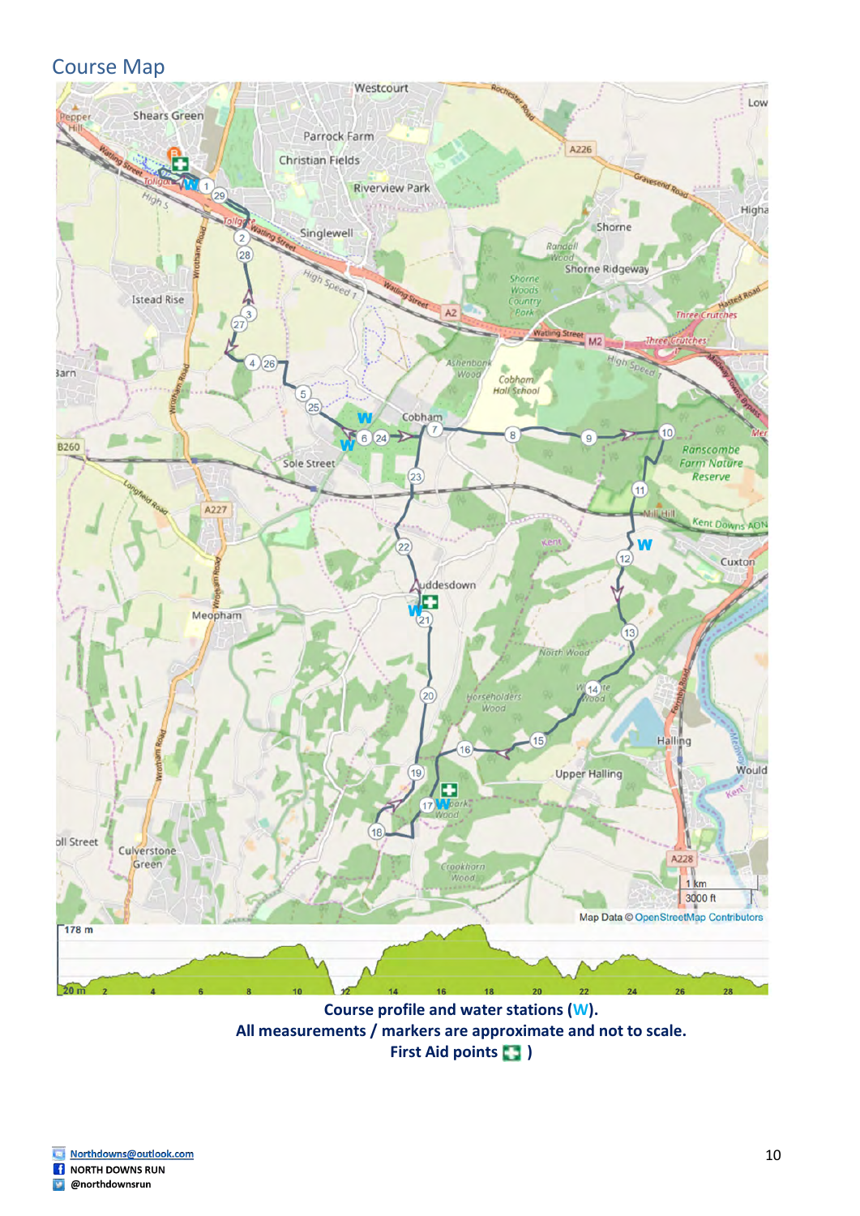# Course Map

Course profile and water stations (W).
All measurements / markers are approximate and not to scale.
First Aid points ( )

Northdowns@outlook.com
NORTH DOWNS RUN
@northdownsrun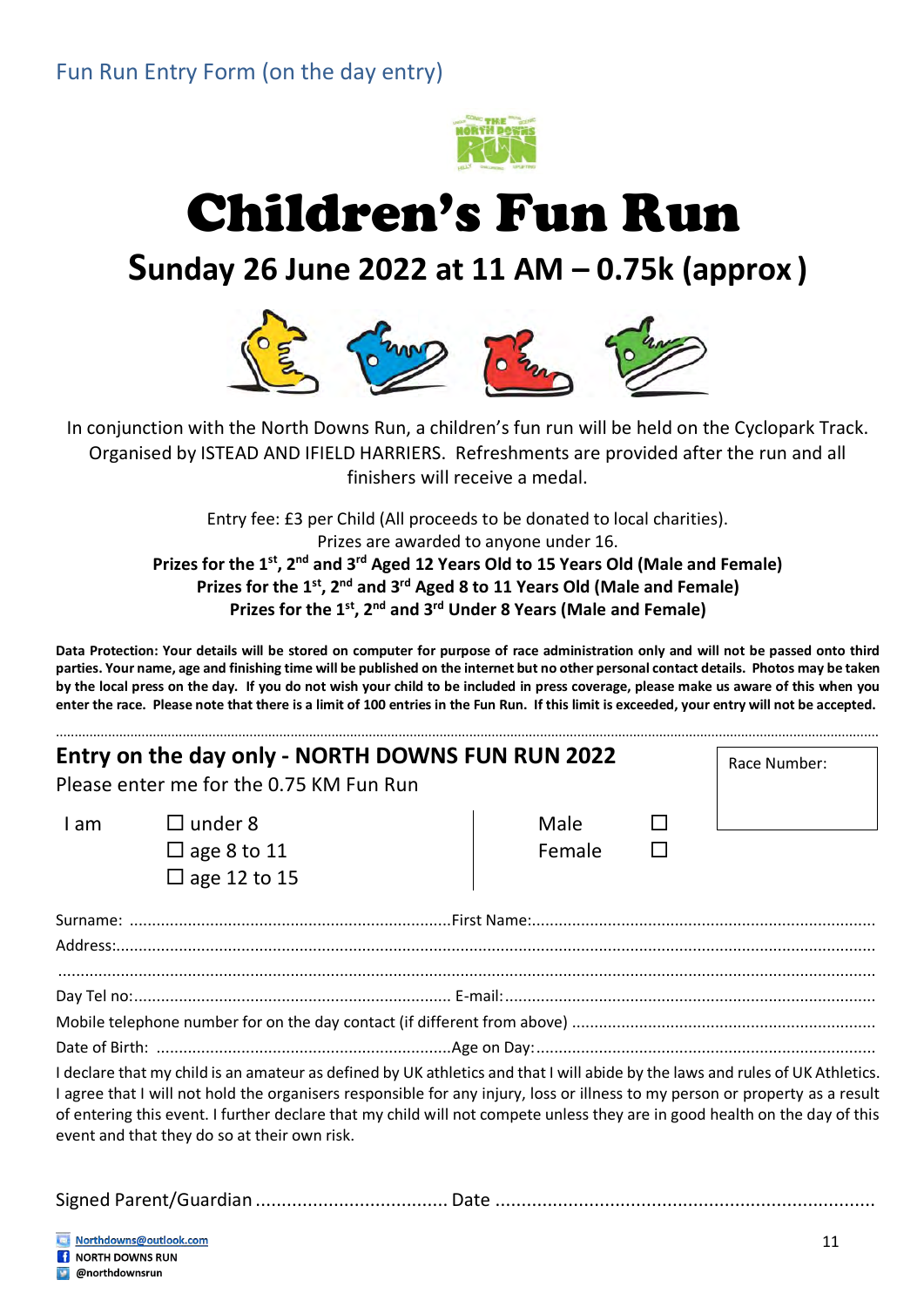Fun Run Entry Form (on the day entry)

# Children's Fun Run

## Sunday 26 June 2022 at 11 AM – 0.75k (approx )

In conjunction with the North Downs Run, a children's fun run will be held on the Cyclopark Track. Organised by ISTEAD AND IFIELD HARRIERS. Refreshments are provided after the run and all finishers will receive a medal.

Entry fee: £3 per Child (All proceeds to be donated to local charities).
Prizes are awarded to anyone under 16.
**Prizes for the 1st, 2nd and 3rd Aged 12 Years Old to 15 Years Old (Male and Female)**
**Prizes for the 1st, 2nd and 3rd Aged 8 to 11 Years Old (Male and Female)**
**Prizes for the 1st, 2nd and 3rd Under 8 Years (Male and Female)**

**Data Protection: Your details will be stored on computer for purpose of race administration only and will not be passed onto third parties. Your name, age and finishing time will be published on the internet but no other personal contact details. Photos may be taken by the local press on the day. If you do not wish your child to be included in press coverage, please make us aware of this when you enter the race. Please note that there is a limit of 100 entries in the Fun Run. If this limit is exceeded, your entry will not be accepted.**

## Entry on the day only - NORTH DOWNS FUN RUN 2022

Race Number:

Please enter me for the 0.75 KM Fun Run

I am
- ☐ under 8
- ☐ age 8 to 11
- ☐ age 12 to 15

Male ☐
Female ☐

Surname: ........................................ First Name: ........................................

Address: ........................................................................................

........................................................................................

Day Tel no: ........................................ E-mail: ........................................

Mobile telephone number for on the day contact (if different from above) ........................................

Date of Birth: ........................................ Age on Day: ........................................

I declare that my child is an amateur as defined by UK athletics and that I will abide by the laws and rules of UK Athletics. I agree that I will not hold the organisers responsible for any injury, loss or illness to my person or property as a result of entering this event. I further declare that my child will not compete unless they are in good health on the day of this event and that they do so at their own risk.

Signed Parent/Guardian .................................... Date ....................................

Northdowns@outlook.com
NORTH DOWNS RUN
@northdownsrun